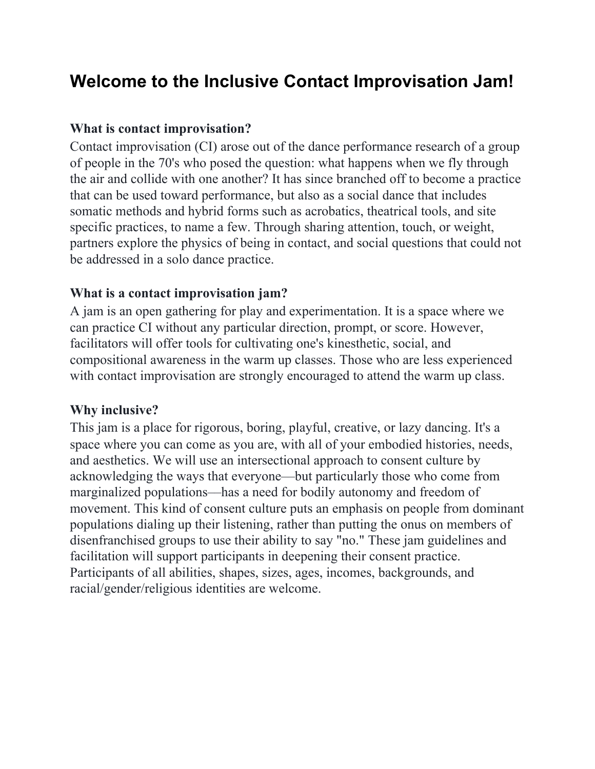# Welcome to the Inclusive Contact Improvisation Jam!

**What is contact improvisation?**

Contact improvisation (CI) arose out of the dance performance research of a group of people in the 70's who posed the question: what happens when we fly through the air and collide with one another? It has since branched off to become a practice that can be used toward performance, but also as a social dance that includes somatic methods and hybrid forms such as acrobatics, theatrical tools, and site specific practices, to name a few. Through sharing attention, touch, or weight, partners explore the physics of being in contact, and social questions that could not be addressed in a solo dance practice.

**What is a contact improvisation jam?**

A jam is an open gathering for play and experimentation. It is a space where we can practice CI without any particular direction, prompt, or score. However, facilitators will offer tools for cultivating one's kinesthetic, social, and compositional awareness in the warm up classes. Those who are less experienced with contact improvisation are strongly encouraged to attend the warm up class.

**Why inclusive?**

This jam is a place for rigorous, boring, playful, creative, or lazy dancing. It's a space where you can come as you are, with all of your embodied histories, needs, and aesthetics. We will use an intersectional approach to consent culture by acknowledging the ways that everyone—but particularly those who come from marginalized populations—has a need for bodily autonomy and freedom of movement. This kind of consent culture puts an emphasis on people from dominant populations dialing up their listening, rather than putting the onus on members of disenfranchised groups to use their ability to say "no." These jam guidelines and facilitation will support participants in deepening their consent practice. Participants of all abilities, shapes, sizes, ages, incomes, backgrounds, and racial/gender/religious identities are welcome.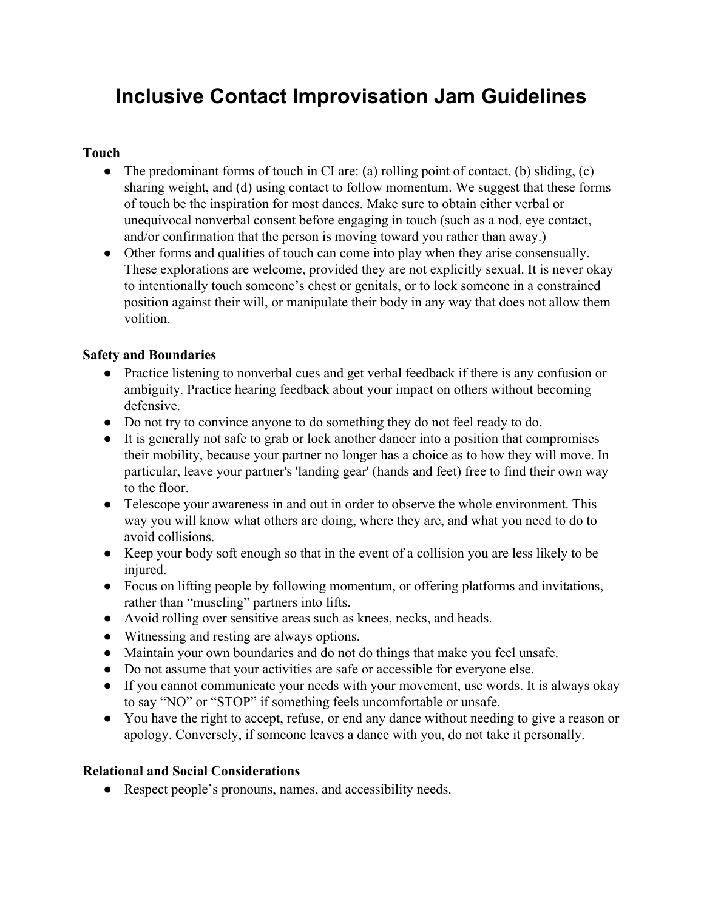# Inclusive Contact Improvisation Jam Guidelines

**Touch**

- The predominant forms of touch in CI are: (a) rolling point of contact, (b) sliding, (c) sharing weight, and (d) using contact to follow momentum. We suggest that these forms of touch be the inspiration for most dances. Make sure to obtain either verbal or unequivocal nonverbal consent before engaging in touch (such as a nod, eye contact, and/or confirmation that the person is moving toward you rather than away.)
- Other forms and qualities of touch can come into play when they arise consensually. These explorations are welcome, provided they are not explicitly sexual. It is never okay to intentionally touch someone's chest or genitals, or to lock someone in a constrained position against their will, or manipulate their body in any way that does not allow them volition.

**Safety and Boundaries**

- Practice listening to nonverbal cues and get verbal feedback if there is any confusion or ambiguity. Practice hearing feedback about your impact on others without becoming defensive.
- Do not try to convince anyone to do something they do not feel ready to do.
- It is generally not safe to grab or lock another dancer into a position that compromises their mobility, because your partner no longer has a choice as to how they will move. In particular, leave your partner's 'landing gear' (hands and feet) free to find their own way to the floor.
- Telescope your awareness in and out in order to observe the whole environment. This way you will know what others are doing, where they are, and what you need to do to avoid collisions.
- Keep your body soft enough so that in the event of a collision you are less likely to be injured.
- Focus on lifting people by following momentum, or offering platforms and invitations, rather than "muscling" partners into lifts.
- Avoid rolling over sensitive areas such as knees, necks, and heads.
- Witnessing and resting are always options.
- Maintain your own boundaries and do not do things that make you feel unsafe.
- Do not assume that your activities are safe or accessible for everyone else.
- If you cannot communicate your needs with your movement, use words. It is always okay to say "NO" or "STOP" if something feels uncomfortable or unsafe.
- You have the right to accept, refuse, or end any dance without needing to give a reason or apology. Conversely, if someone leaves a dance with you, do not take it personally.

**Relational and Social Considerations**

- Respect people's pronouns, names, and accessibility needs.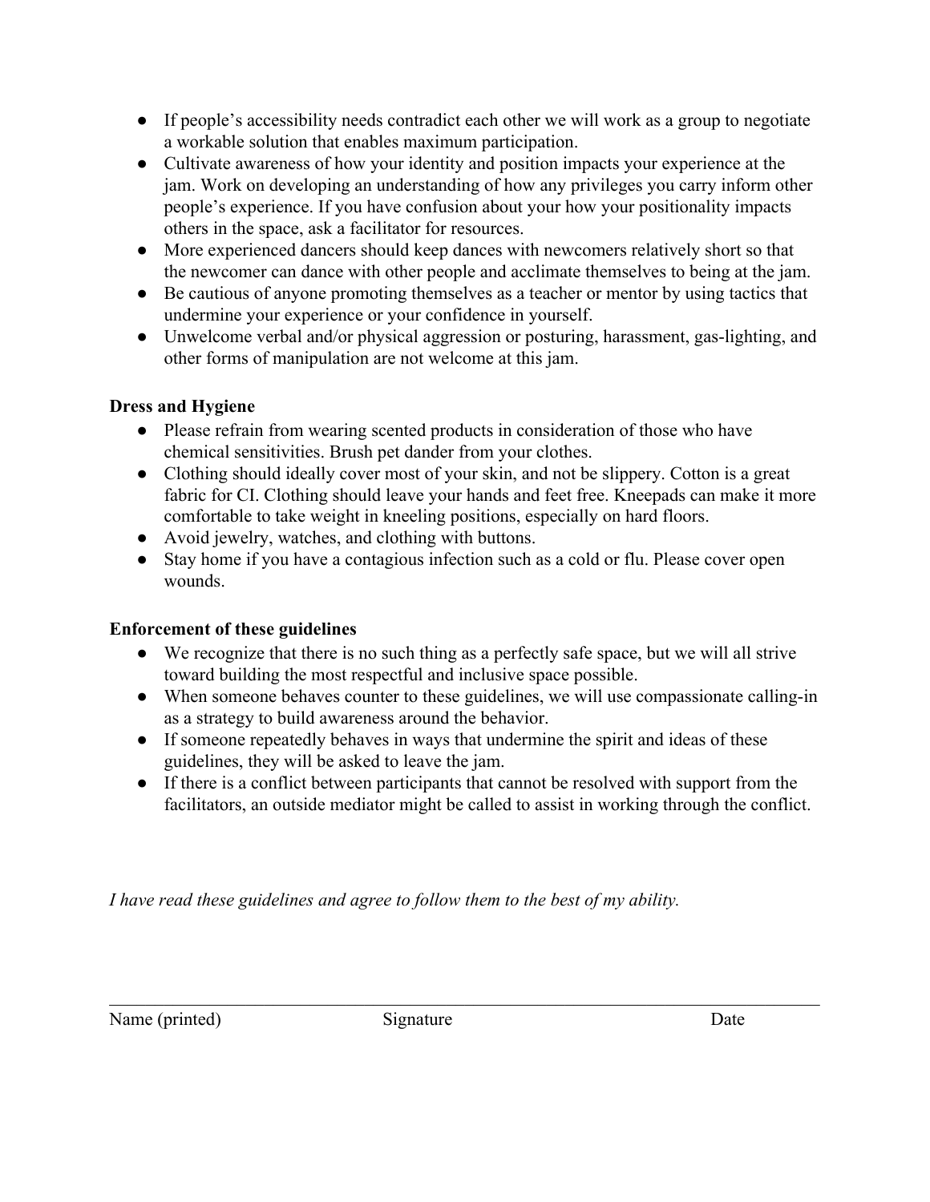- If people's accessibility needs contradict each other we will work as a group to negotiate a workable solution that enables maximum participation.
- Cultivate awareness of how your identity and position impacts your experience at the jam. Work on developing an understanding of how any privileges you carry inform other people's experience. If you have confusion about your how your positionality impacts others in the space, ask a facilitator for resources.
- More experienced dancers should keep dances with newcomers relatively short so that the newcomer can dance with other people and acclimate themselves to being at the jam.
- Be cautious of anyone promoting themselves as a teacher or mentor by using tactics that undermine your experience or your confidence in yourself.
- Unwelcome verbal and/or physical aggression or posturing, harassment, gas-lighting, and other forms of manipulation are not welcome at this jam.

**Dress and Hygiene**

- Please refrain from wearing scented products in consideration of those who have chemical sensitivities. Brush pet dander from your clothes.
- Clothing should ideally cover most of your skin, and not be slippery. Cotton is a great fabric for CI. Clothing should leave your hands and feet free. Kneepads can make it more comfortable to take weight in kneeling positions, especially on hard floors.
- Avoid jewelry, watches, and clothing with buttons.
- Stay home if you have a contagious infection such as a cold or flu. Please cover open wounds.

**Enforcement of these guidelines**

- We recognize that there is no such thing as a perfectly safe space, but we will all strive toward building the most respectful and inclusive space possible.
- When someone behaves counter to these guidelines, we will use compassionate calling-in as a strategy to build awareness around the behavior.
- If someone repeatedly behaves in ways that undermine the spirit and ideas of these guidelines, they will be asked to leave the jam.
- If there is a conflict between participants that cannot be resolved with support from the facilitators, an outside mediator might be called to assist in working through the conflict.

*I have read these guidelines and agree to follow them to the best of my ability.*

\_\_\_\_\_\_\_\_\_\_\_\_\_\_\_\_\_\_\_\_\_\_\_\_\_\_\_\_\_\_\_\_\_\_\_\_\_\_\_\_\_\_\_\_\_\_\_\_\_\_\_\_\_\_\_\_\_\_\_\_

Name (printed) Signature Date